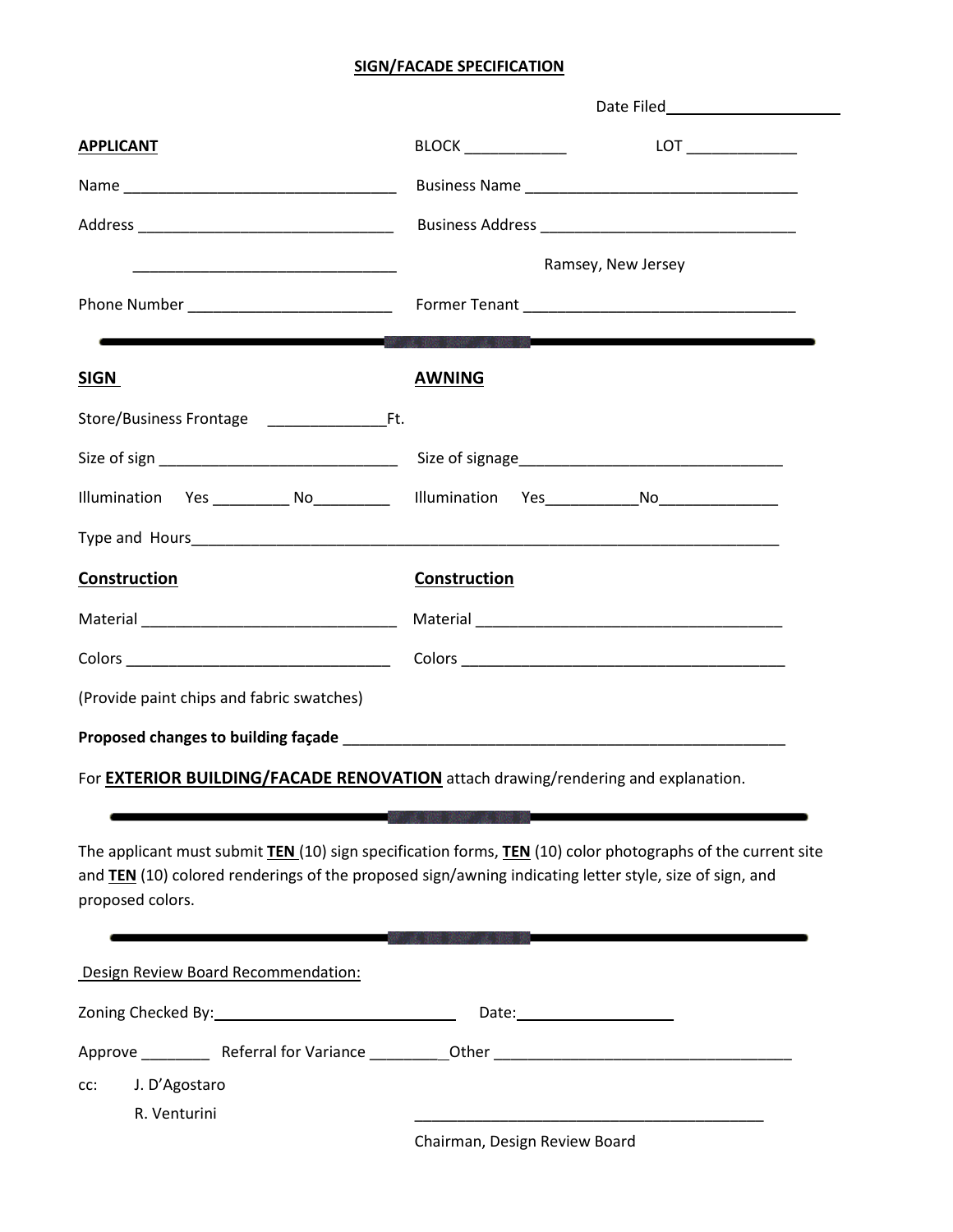# SIGN/FACADE SPECIFICATION

Date Filed____________________

**APPLICANT**

BLOCK ____________ LOT _____________

Name ________________________________ Business Name ________________________________

Address ______________________________ Business Address ______________________________

______________________________ Ramsey, New Jersey

Phone Number ________________________ Former Tenant ________________________________

---

**SIGN**

Store/Business Frontage ______________Ft.

Size of sign ____________________________

Illumination Yes _________ No_________

**AWNING**

Size of signage_______________________________

Illumination Yes___________No______________

Type and Hours__________________________________________________________________________

**Construction**

Material ______________________________

Colors _______________________________

**Construction**

Material ____________________________________

Colors _______________________________________

(Provide paint chips and fabric swatches)

**Proposed changes to building façade** _____________________________________________________

For **EXTERIOR BUILDING/FACADE RENOVATION** attach drawing/rendering and explanation.

---

The applicant must submit **TEN** (10) sign specification forms, **TEN** (10) color photographs of the current site and **TEN** (10) colored renderings of the proposed sign/awning indicating letter style, size of sign, and proposed colors.

---

Design Review Board Recommendation:

Zoning Checked By:____________________________ Date:__________________

Approve ________ Referral for Variance _________Other ___________________________________

cc: J. D'Agostaro

R. Venturini

__________________________________________

Chairman, Design Review Board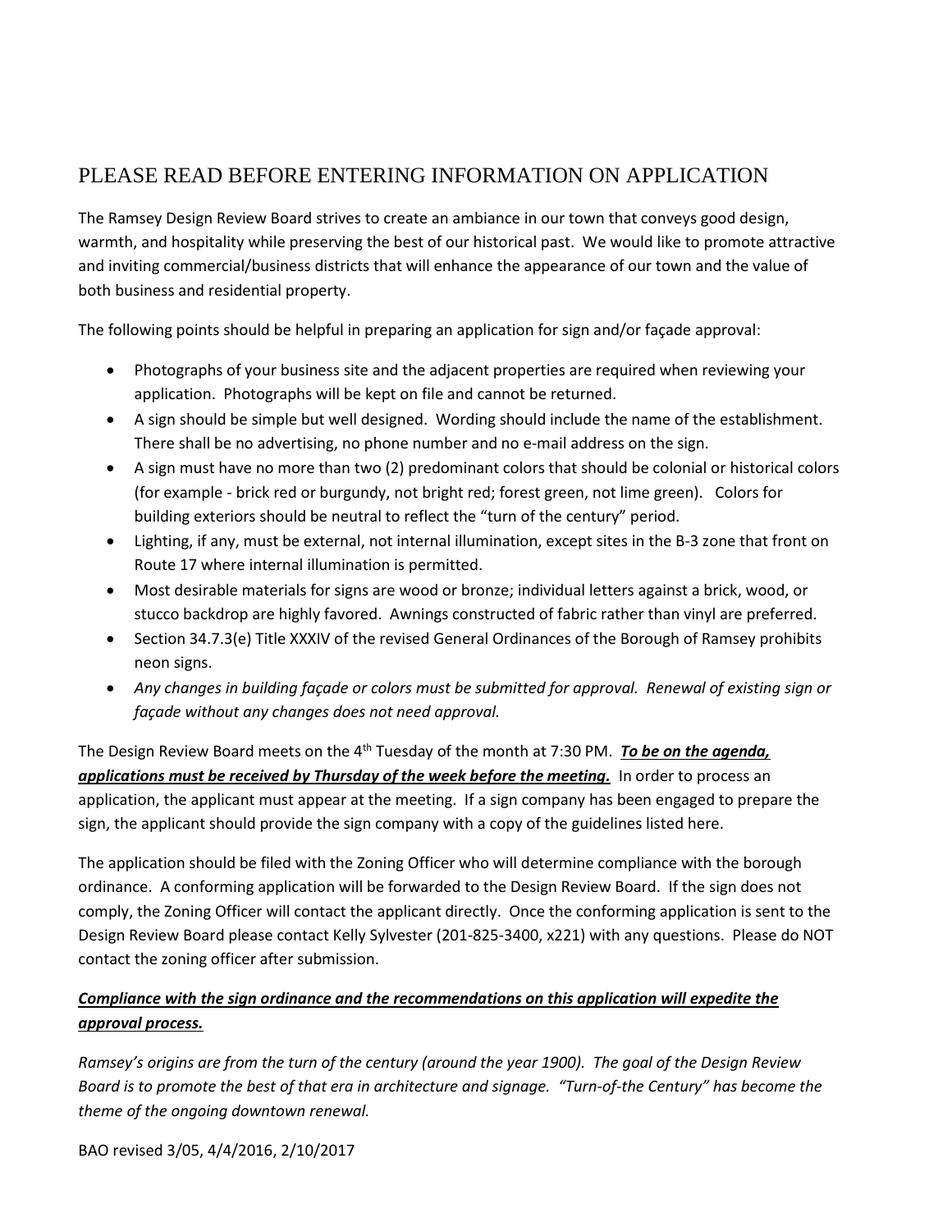# PLEASE READ BEFORE ENTERING INFORMATION ON APPLICATION

The Ramsey Design Review Board strives to create an ambiance in our town that conveys good design, warmth, and hospitality while preserving the best of our historical past. We would like to promote attractive and inviting commercial/business districts that will enhance the appearance of our town and the value of both business and residential property.

The following points should be helpful in preparing an application for sign and/or façade approval:

- Photographs of your business site and the adjacent properties are required when reviewing your application. Photographs will be kept on file and cannot be returned.
- A sign should be simple but well designed. Wording should include the name of the establishment. There shall be no advertising, no phone number and no e-mail address on the sign.
- A sign must have no more than two (2) predominant colors that should be colonial or historical colors (for example - brick red or burgundy, not bright red; forest green, not lime green). Colors for building exteriors should be neutral to reflect the "turn of the century" period.
- Lighting, if any, must be external, not internal illumination, except sites in the B-3 zone that front on Route 17 where internal illumination is permitted.
- Most desirable materials for signs are wood or bronze; individual letters against a brick, wood, or stucco backdrop are highly favored. Awnings constructed of fabric rather than vinyl are preferred.
- Section 34.7.3(e) Title XXXIV of the revised General Ordinances of the Borough of Ramsey prohibits neon signs.
- *Any changes in building façade or colors must be submitted for approval. Renewal of existing sign or façade without any changes does not need approval.*

The Design Review Board meets on the 4th Tuesday of the month at 7:30 PM. ***<u>To be on the agenda, applications must be received by Thursday of the week before the meeting.</u>*** In order to process an application, the applicant must appear at the meeting. If a sign company has been engaged to prepare the sign, the applicant should provide the sign company with a copy of the guidelines listed here.

The application should be filed with the Zoning Officer who will determine compliance with the borough ordinance. A conforming application will be forwarded to the Design Review Board. If the sign does not comply, the Zoning Officer will contact the applicant directly. Once the conforming application is sent to the Design Review Board please contact Kelly Sylvester (201-825-3400, x221) with any questions. Please do NOT contact the zoning officer after submission.

***<u>Compliance with the sign ordinance and the recommendations on this application will expedite the approval process.</u>***

*Ramsey's origins are from the turn of the century (around the year 1900). The goal of the Design Review Board is to promote the best of that era in architecture and signage. "Turn-of-the Century" has become the theme of the ongoing downtown renewal.*

BAO revised 3/05, 4/4/2016, 2/10/2017